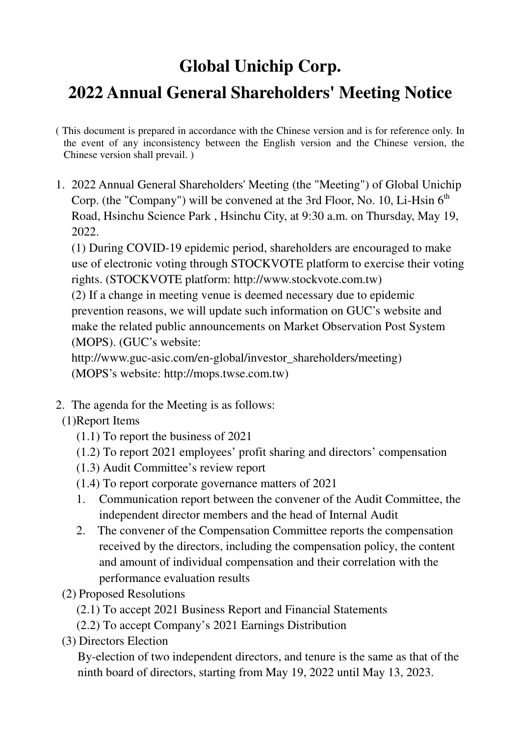# Global Unichip Corp.

# 2022 Annual General Shareholders' Meeting Notice

( This document is prepared in accordance with the Chinese version and is for reference only. In the event of any inconsistency between the English version and the Chinese version, the Chinese version shall prevail. )

1. 2022 Annual General Shareholders' Meeting (the "Meeting") of Global Unichip Corp. (the "Company") will be convened at the 3rd Floor, No. 10, Li-Hsin 6th Road, Hsinchu Science Park , Hsinchu City, at 9:30 a.m. on Thursday, May 19, 2022.

   (1) During COVID-19 epidemic period, shareholders are encouraged to make use of electronic voting through STOCKVOTE platform to exercise their voting rights. (STOCKVOTE platform: http://www.stockvote.com.tw)

   (2) If a change in meeting venue is deemed necessary due to epidemic prevention reasons, we will update such information on GUC's website and make the related public announcements on Market Observation Post System (MOPS). (GUC's website: http://www.guc-asic.com/en-global/investor_shareholders/meeting) (MOPS's website: http://mops.twse.com.tw)

2. The agenda for the Meeting is as follows:

   (1)Report Items

   (1.1) To report the business of 2021

   (1.2) To report 2021 employees' profit sharing and directors' compensation

   (1.3) Audit Committee's review report

   (1.4) To report corporate governance matters of 2021

   1. Communication report between the convener of the Audit Committee, the independent director members and the head of Internal Audit
   2. The convener of the Compensation Committee reports the compensation received by the directors, including the compensation policy, the content and amount of individual compensation and their correlation with the performance evaluation results

   (2) Proposed Resolutions

   (2.1) To accept 2021 Business Report and Financial Statements

   (2.2) To accept Company's 2021 Earnings Distribution

   (3) Directors Election

   By-election of two independent directors, and tenure is the same as that of the ninth board of directors, starting from May 19, 2022 until May 13, 2023.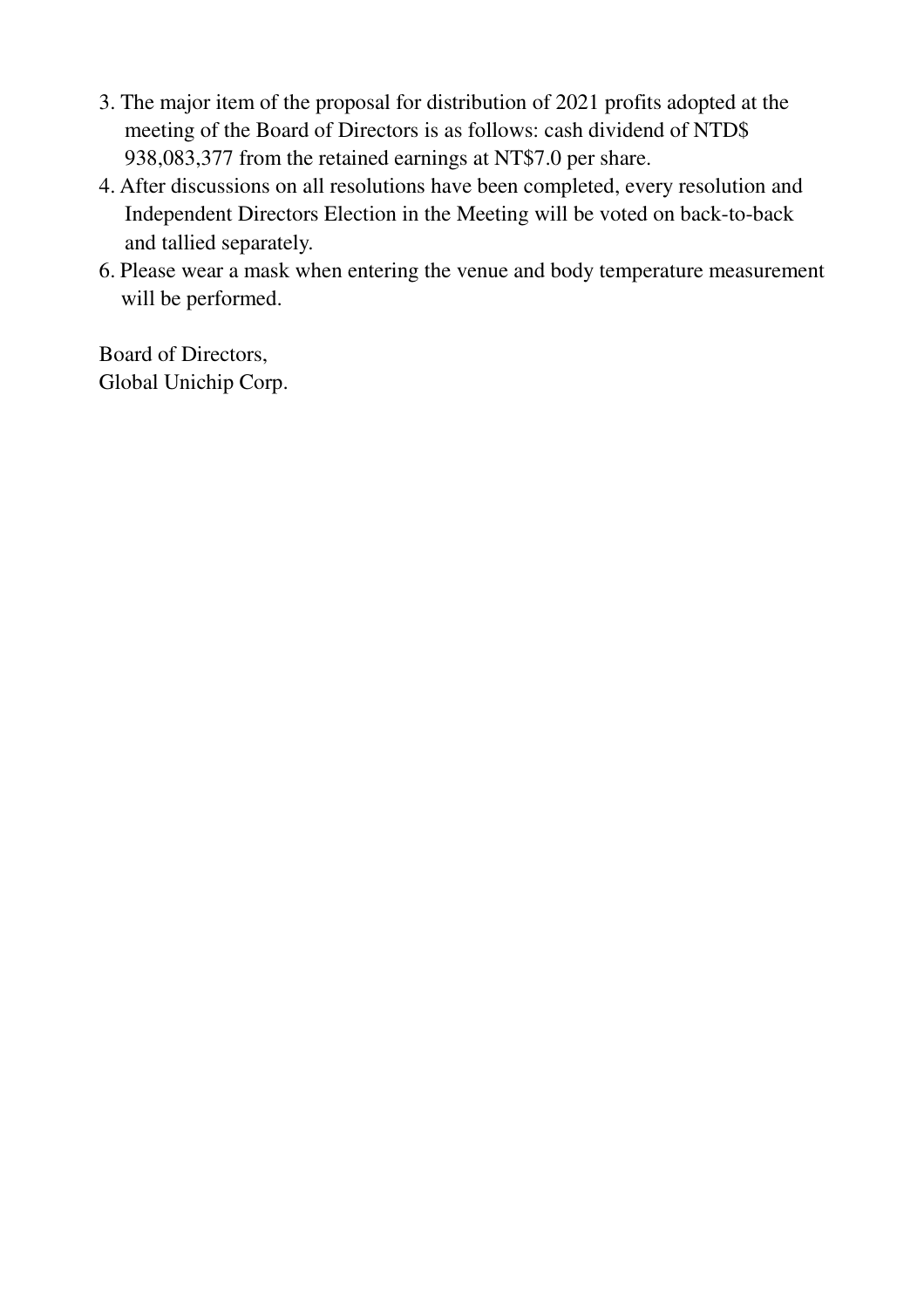3. The major item of the proposal for distribution of 2021 profits adopted at the meeting of the Board of Directors is as follows: cash dividend of NTD$ 938,083,377 from the retained earnings at NT$7.0 per share.
4. After discussions on all resolutions have been completed, every resolution and Independent Directors Election in the Meeting will be voted on back-to-back and tallied separately.
6. Please wear a mask when entering the venue and body temperature measurement will be performed.

Board of Directors,
Global Unichip Corp.